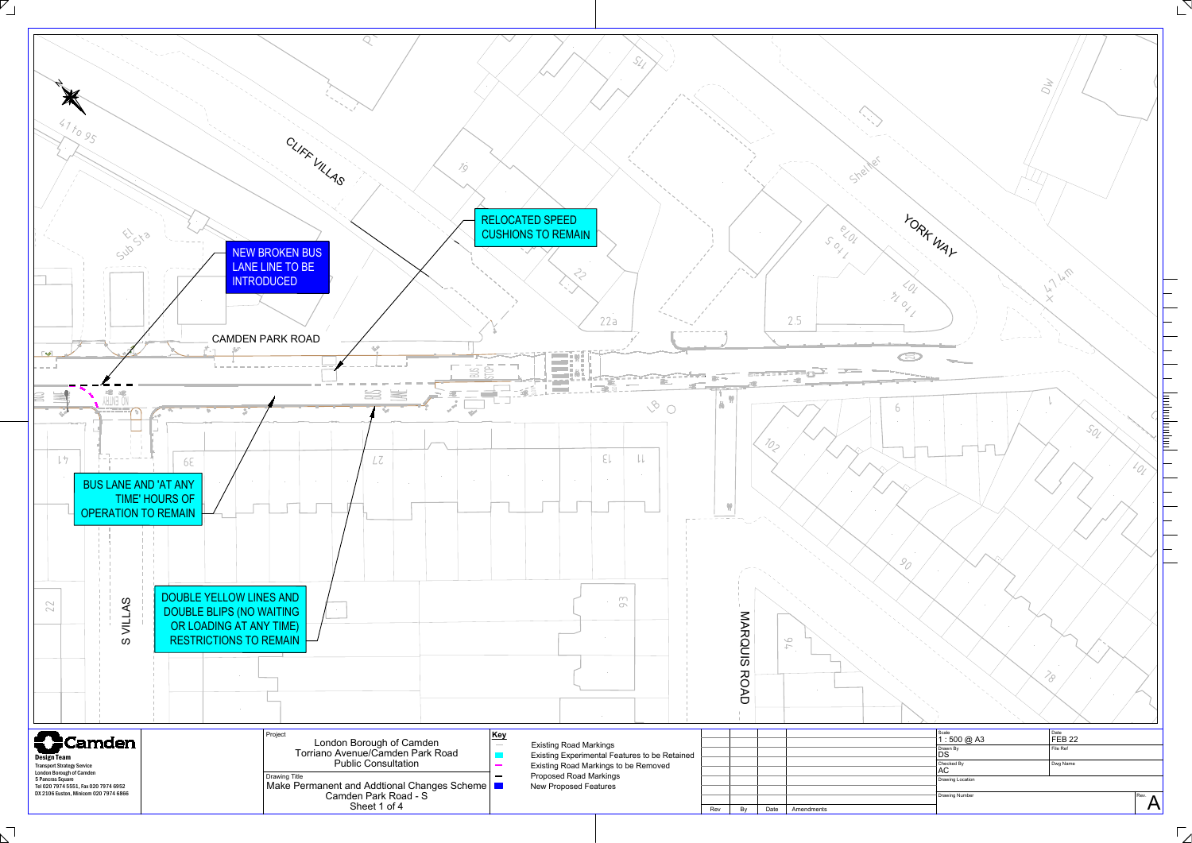NEW BROKEN BUS LANE LINE TO BE INTRODUCED

RELOCATED SPEED CUSHIONS TO REMAIN

BUS LANE AND 'AT ANY TIME' HOURS OF OPERATION TO REMAIN

DOUBLE YELLOW LINES AND DOUBLE BLIPS (NO WAITING OR LOADING AT ANY TIME) RESTRICTIONS TO REMAIN

CLIFF VILLAS

CAMDEN PARK ROAD

YORK WAY

S VILLAS

MARQUIS ROAD

**Camden**
Design Team
Transport Strategy Service
London Borough of Camden
5 Pancras Square
Tel 020 7974 5551, Fax 020 7974 6952
DX 2106 Euston, Minicom 020 7974 6866

**Project**
London Borough of Camden
Torriano Avenue/Camden Park Road
Public Consultation

**Drawing Title**
Make Permanent and Addtional Changes Scheme
Camden Park Road - S
Sheet 1 of 4

**Key**

- Existing Road Markings
- Existing Experimental Features to be Retained
- Existing Road Markings to be Removed
- Proposed Road Markings
- New Proposed Features

| Rev | By | Date | Amendments |
|---|---|---|---|

| | |
|---|---|
| Scale: 1 : 500 @ A3 | Date: FEB 22 |
| Drawn By: DS | File Ref |
| Checked By: AC | Dwg Name |
| Drawing Location | |
| Drawing Number | Rev: A |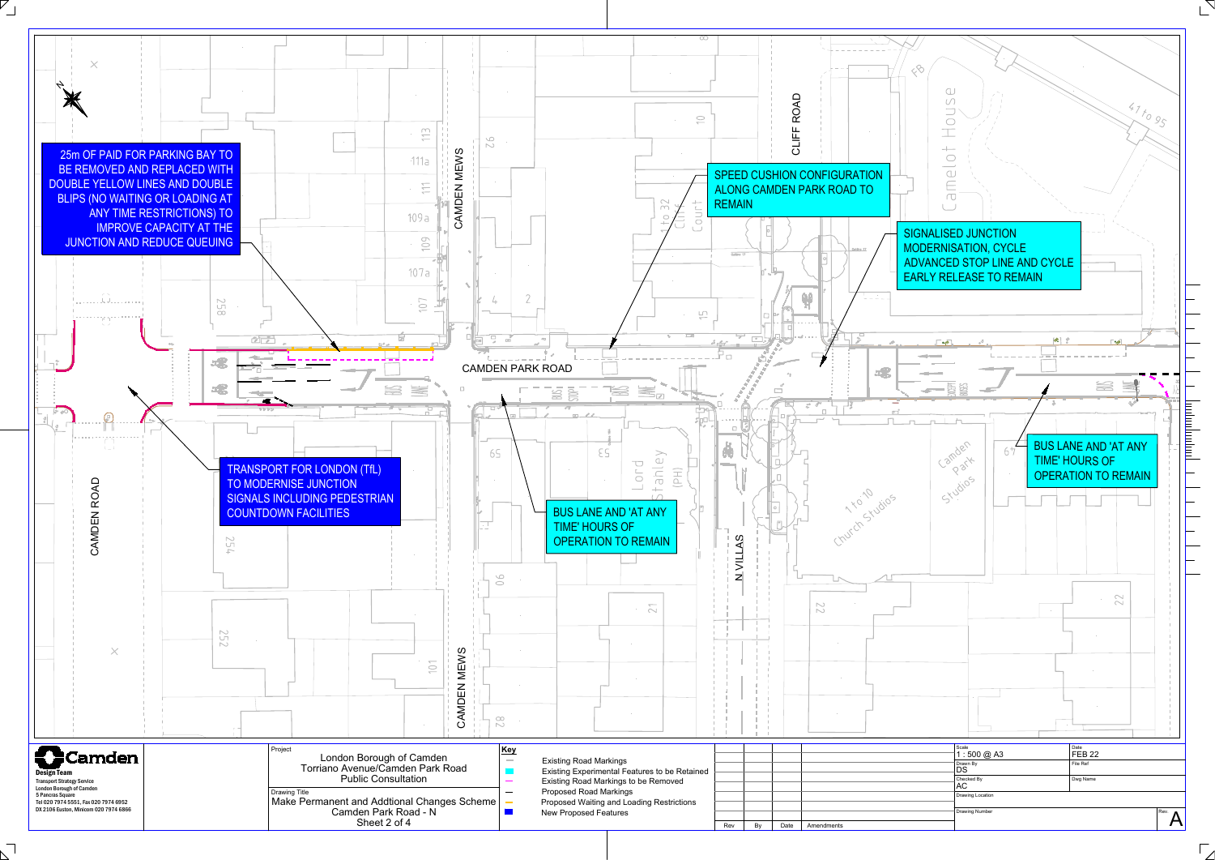25m OF PAID FOR PARKING BAY TO BE REMOVED AND REPLACED WITH DOUBLE YELLOW LINES AND DOUBLE BLIPS (NO WAITING OR LOADING AT ANY TIME RESTRICTIONS) TO IMPROVE CAPACITY AT THE JUNCTION AND REDUCE QUEUING

SPEED CUSHION CONFIGURATION ALONG CAMDEN PARK ROAD TO REMAIN

SIGNALISED JUNCTION MODERNISATION, CYCLE ADVANCED STOP LINE AND CYCLE EARLY RELEASE TO REMAIN

TRANSPORT FOR LONDON (TfL) TO MODERNISE JUNCTION SIGNALS INCLUDING PEDESTRIAN COUNTDOWN FACILITIES

BUS LANE AND 'AT ANY TIME' HOURS OF OPERATION TO REMAIN

BUS LANE AND 'AT ANY TIME' HOURS OF OPERATION TO REMAIN

CAMDEN ROAD

CAMDEN MEWS

CAMDEN PARK ROAD

CLIFF ROAD

N VILLAS

1 to 32 Cliff Court

Camelot House

Lord Stanley (PH)

1 to 10 Church Studios

Camden Park Studios

41 to 95

Camden Design Team
Transport Strategy Service
London Borough of Camden
5 Pancras Square
Tel 020 7974 5551, Fax 020 7974 6952
DX 2106 Euston, Minicom 020 7974 6866

Project
London Borough of Camden
Torriano Avenue/Camden Park Road
Public Consultation

Drawing Title
Make Permanent and Addtional Changes Scheme
Camden Park Road - N
Sheet 2 of 4

**Key**
- Existing Road Markings
- Existing Experimental Features to be Retained
- Existing Road Markings to be Removed
- Proposed Road Markings
- Proposed Waiting and Loading Restrictions
- New Proposed Features

| Rev | By | Date | Amendments |
|---|---|---|---|

| Scale | Date |
|---|---|
| 1 : 500 @ A3 | FEB 22 |
| Drawn By: DS | File Ref |
| Checked By: AC | Dwg Name |
| Drawing Location | |
| Drawing Number | Rev. A |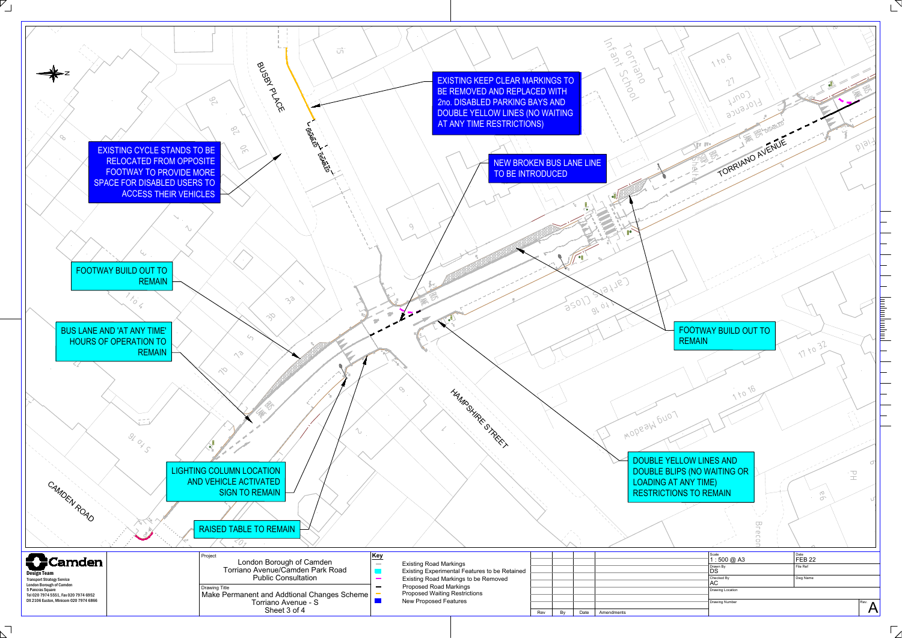EXISTING KEEP CLEAR MARKINGS TO BE REMOVED AND REPLACED WITH 2no. DISABLED PARKING BAYS AND DOUBLE YELLOW LINES (NO WAITING AT ANY TIME RESTRICTIONS)

EXISTING CYCLE STANDS TO BE RELOCATED FROM OPPOSITE FOOTWAY TO PROVIDE MORE SPACE FOR DISABLED USERS TO ACCESS THEIR VEHICLES

NEW BROKEN BUS LANE LINE TO BE INTRODUCED

FOOTWAY BUILD OUT TO REMAIN

BUS LANE AND 'AT ANY TIME' HOURS OF OPERATION TO REMAIN

FOOTWAY BUILD OUT TO REMAIN

LIGHTING COLUMN LOCATION AND VEHICLE ACTIVATED SIGN TO REMAIN

DOUBLE YELLOW LINES AND DOUBLE BLIPS (NO WAITING OR LOADING AT ANY TIME) RESTRICTIONS TO REMAIN

RAISED TABLE TO REMAIN

BUSBY PLACE

TORRIANO AVENUE

HAMPSHIRE STREET

CAMDEN ROAD

Torriano Infant School

Florence Court

Carters Close

Long Meadow

Camden
Design Team
Transport Strategy Service
London Borough of Camden
5 Pancras Square
Tel 020 7974 5551, Fax 020 7974 6952
DX 2106 Euston, Minicom 020 7974 6866

Project: London Borough of Camden, Torriano Avenue/Camden Park Road, Public Consultation

Drawing Title: Make Permanent and Addtional Changes Scheme, Torriano Avenue - S, Sheet 3 of 4

Key
- Existing Road Markings
- Existing Experimental Features to be Retained
- Existing Road Markings to be Removed
- Proposed Road Markings
- Proposed Waiting Restrictions
- New Proposed Features

| Rev | By | Date | Amendments |
|---|---|---|---|

Scale: 1 : 500 @ A3
Date: FEB 22
Drawn By: DS
Checked By: AC
Rev: A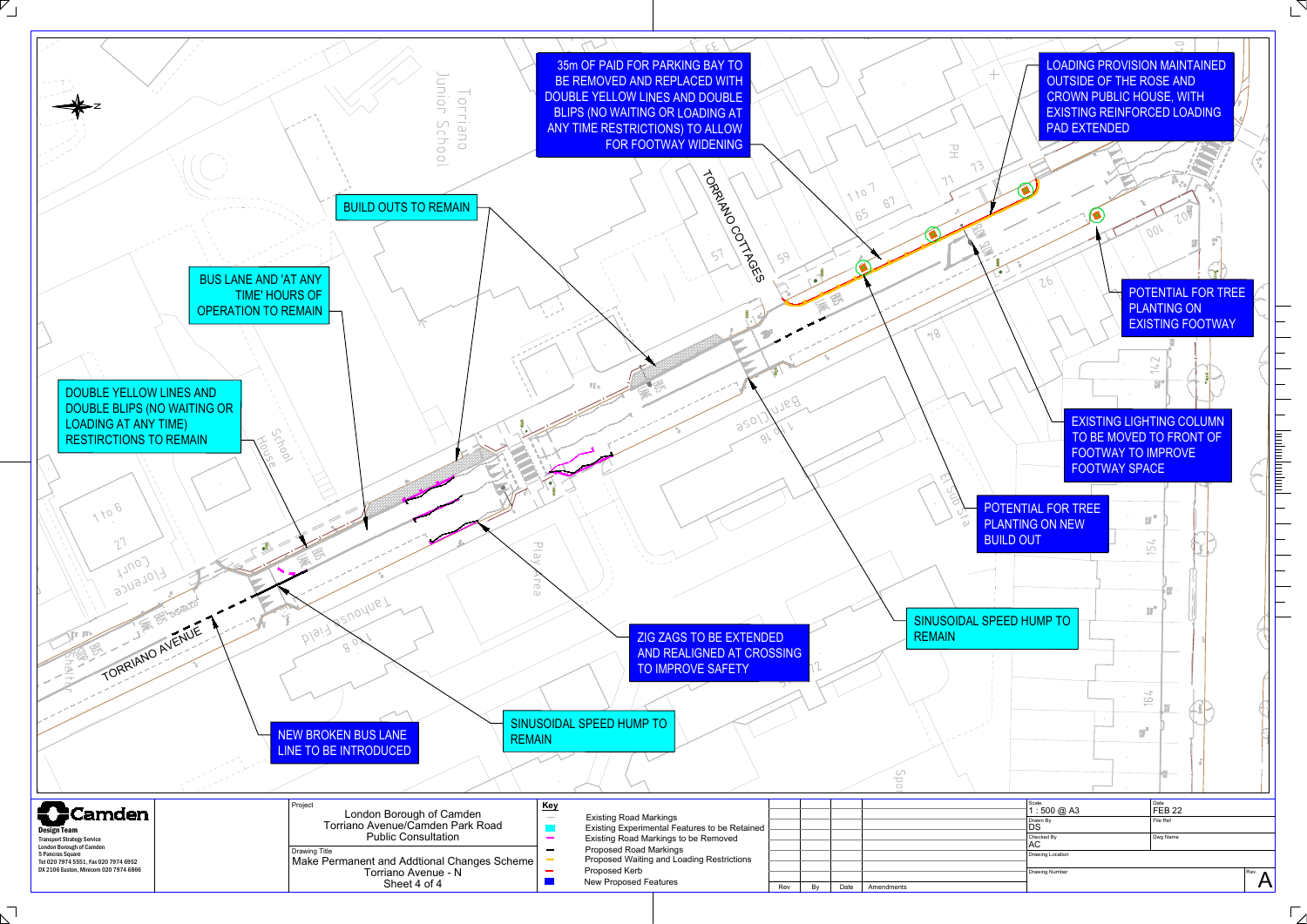35m OF PAID FOR PARKING BAY TO BE REMOVED AND REPLACED WITH DOUBLE YELLOW LINES AND DOUBLE BLIPS (NO WAITING OR LOADING AT ANY TIME RESTRICTIONS) TO ALLOW FOR FOOTWAY WIDENING

LOADING PROVISION MAINTAINED OUTSIDE OF THE ROSE AND CROWN PUBLIC HOUSE, WITH EXISTING REINFORCED LOADING PAD EXTENDED

BUILD OUTS TO REMAIN

BUS LANE AND 'AT ANY TIME' HOURS OF OPERATION TO REMAIN

POTENTIAL FOR TREE PLANTING ON EXISTING FOOTWAY

DOUBLE YELLOW LINES AND DOUBLE BLIPS (NO WAITING OR LOADING AT ANY TIME) RESTIRCTIONS TO REMAIN

EXISTING LIGHTING COLUMN TO BE MOVED TO FRONT OF FOOTWAY TO IMPROVE FOOTWAY SPACE

POTENTIAL FOR TREE PLANTING ON NEW BUILD OUT

SINUSOIDAL SPEED HUMP TO REMAIN

ZIG ZAGS TO BE EXTENDED AND REALIGNED AT CROSSING TO IMPROVE SAFETY

NEW BROKEN BUS LANE LINE TO BE INTRODUCED

SINUSOIDAL SPEED HUMP TO REMAIN

Torriano Junior School

TORRIANO COTTAGES

TORRIANO AVENUE

Florence Court

Lanhouse Field

School House

Barn Close

Play Area

PH

**Camden**
Design Team
Transport Strategy Service
London Borough of Camden
5 Pancras Square
Tel 020 7974 5551, Fax 020 7974 6952
DX 2106 Euston, Minicom 020 7974 6866

Project
London Borough of Camden
Torriano Avenue/Camden Park Road
Public Consultation

Drawing Title
Make Permanent and Addtional Changes Scheme
Torriano Avenue - N
Sheet 4 of 4

**Key**
- Existing Road Markings
- Existing Experimental Features to be Retained
- Existing Road Markings to be Removed
- Proposed Road Markings
- Proposed Waiting and Loading Restrictions
- Proposed Kerb
- New Proposed Features

| Rev | By | Date | Amendments |
|---|---|---|---|

Scale: 1 : 500 @ A3
Date: FEB 22
Drawn By: DS
File Ref:
Checked By: AC
Dwg Name:
Drawing Location:
Drawing Number:
Rev: A